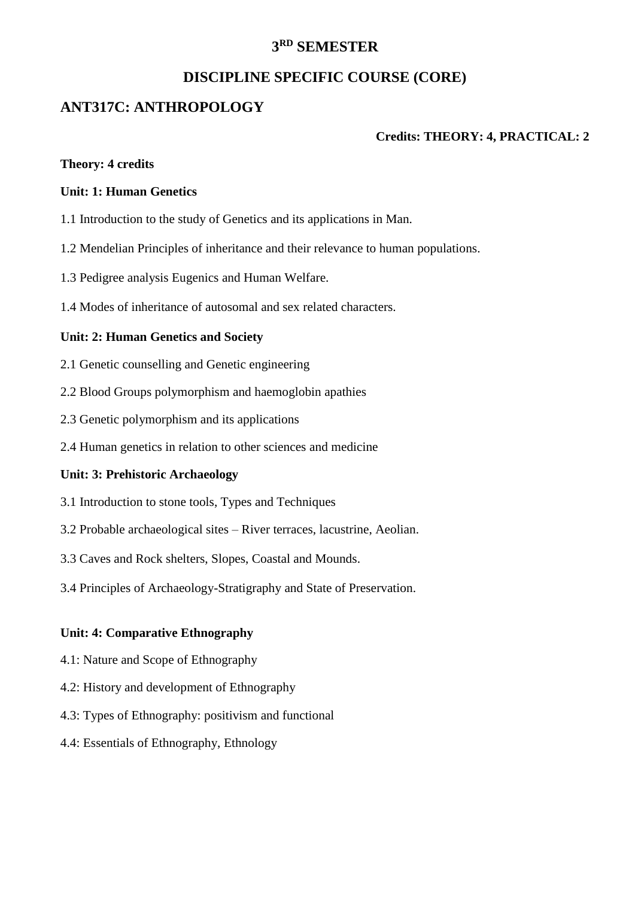# 3RD SEMESTER

# DISCIPLINE SPECIFIC COURSE (CORE)

## ANT317C: ANTHROPOLOGY

**Credits: THEORY: 4, PRACTICAL: 2**

**Theory: 4 credits**

**Unit: 1: Human Genetics**

1.1 Introduction to the study of Genetics and its applications in Man.

1.2 Mendelian Principles of inheritance and their relevance to human populations.

1.3 Pedigree analysis Eugenics and Human Welfare.

1.4 Modes of inheritance of autosomal and sex related characters.

**Unit: 2: Human Genetics and Society**

2.1 Genetic counselling and Genetic engineering

2.2 Blood Groups polymorphism and haemoglobin apathies

2.3 Genetic polymorphism and its applications

2.4 Human genetics in relation to other sciences and medicine

**Unit: 3: Prehistoric Archaeology**

3.1 Introduction to stone tools, Types and Techniques

3.2 Probable archaeological sites – River terraces, lacustrine, Aeolian.

3.3 Caves and Rock shelters, Slopes, Coastal and Mounds.

3.4 Principles of Archaeology-Stratigraphy and State of Preservation.

**Unit: 4: Comparative Ethnography**

4.1: Nature and Scope of Ethnography

4.2: History and development of Ethnography

4.3: Types of Ethnography: positivism and functional

4.4: Essentials of Ethnography, Ethnology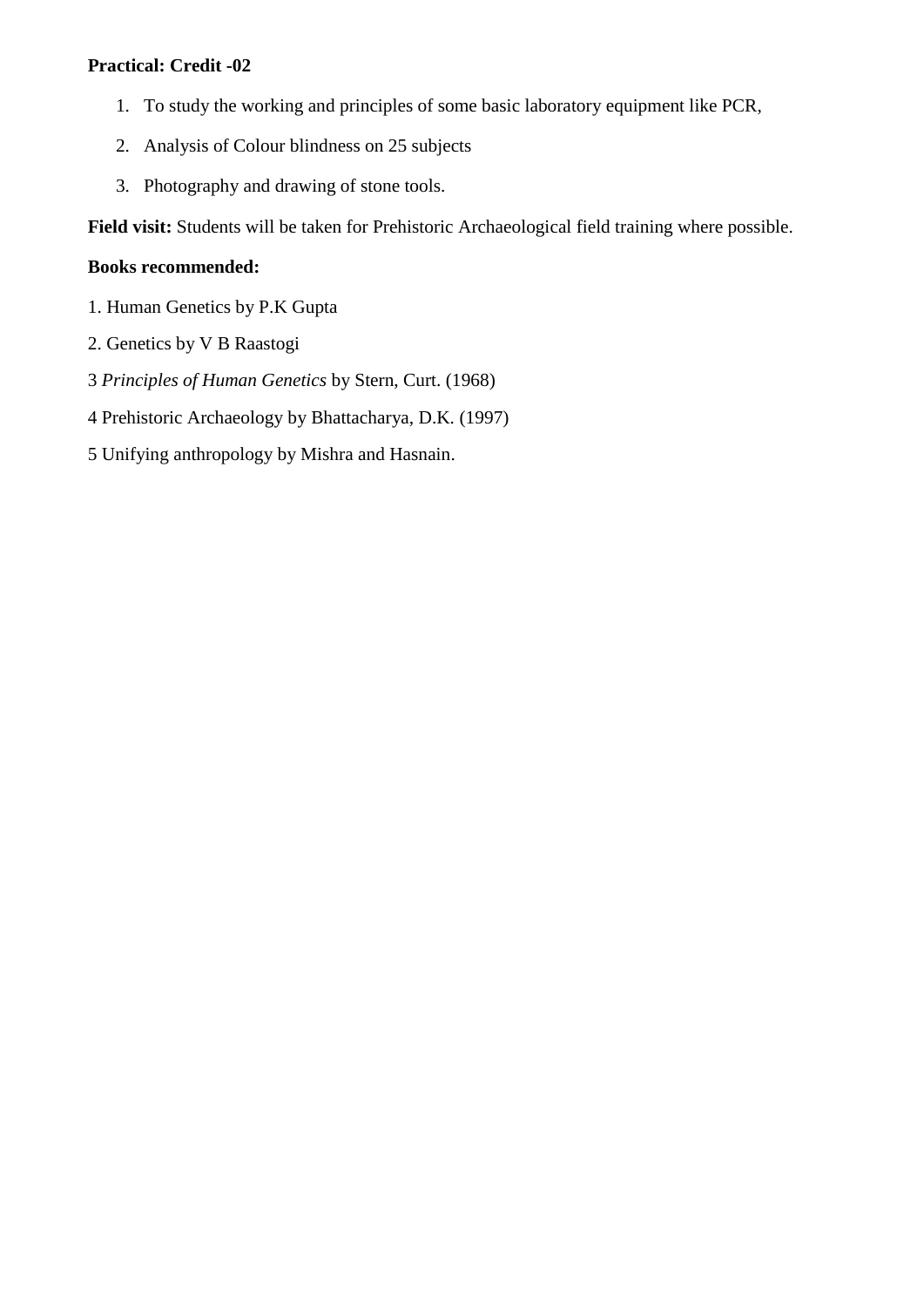**Practical: Credit -02**

1. To study the working and principles of some basic laboratory equipment like PCR,
2. Analysis of Colour blindness on 25 subjects
3. Photography and drawing of stone tools.

**Field visit:** Students will be taken for Prehistoric Archaeological field training where possible.

**Books recommended:**

1. Human Genetics by P.K Gupta

2. Genetics by V B Raastogi

3 *Principles of Human Genetics* by Stern, Curt. (1968)

4 Prehistoric Archaeology by Bhattacharya, D.K. (1997)

5 Unifying anthropology by Mishra and Hasnain.